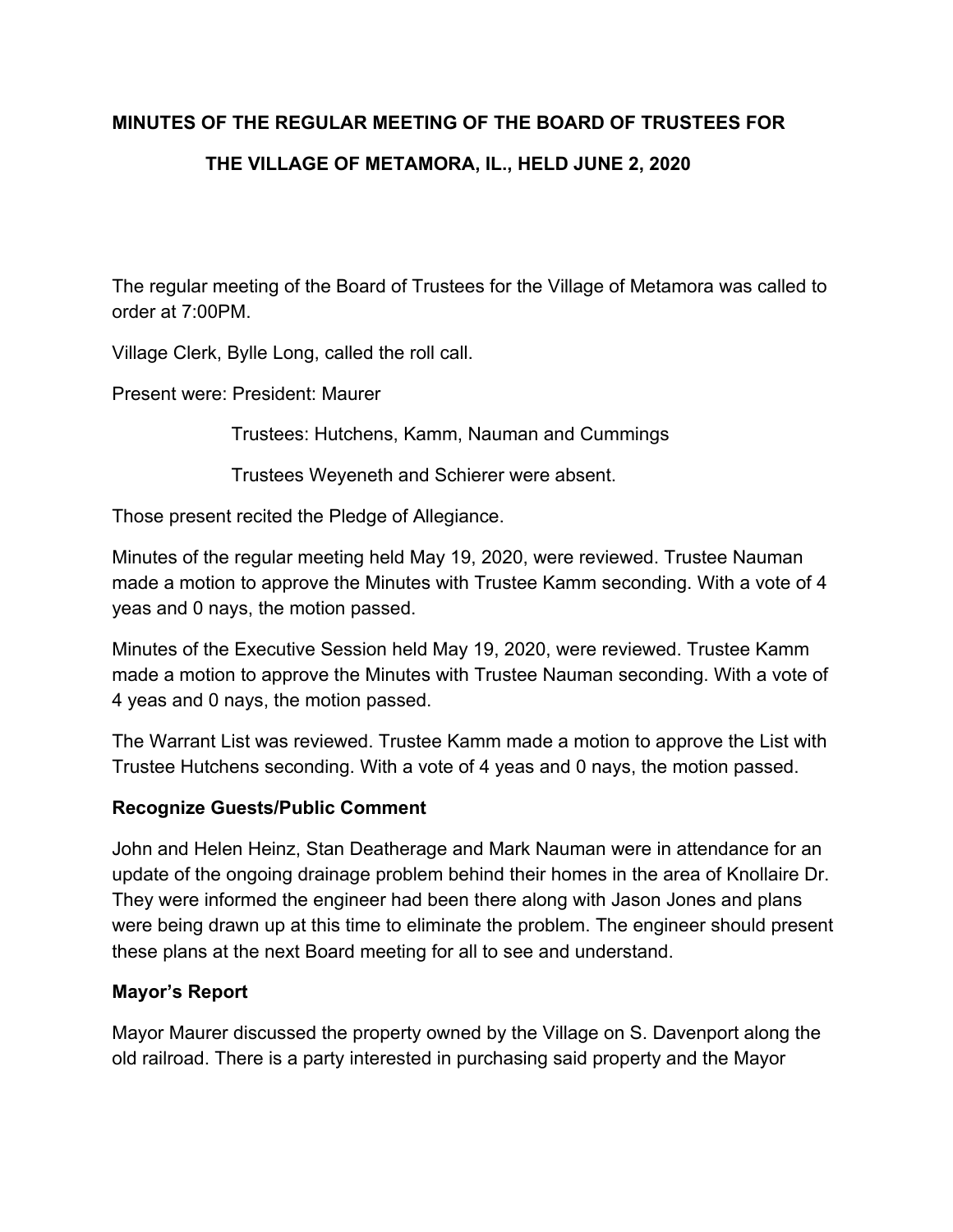**MINUTES OF THE REGULAR MEETING OF THE BOARD OF TRUSTEES FOR THE VILLAGE OF METAMORA, IL., HELD JUNE 2, 2020**

The regular meeting of the Board of Trustees for the Village of Metamora was called to order at 7:00PM.

Village Clerk, Bylle Long, called the roll call.

Present were: President: Maurer

Trustees: Hutchens, Kamm, Nauman and Cummings

Trustees Weyeneth and Schierer were absent.

Those present recited the Pledge of Allegiance.

Minutes of the regular meeting held May 19, 2020, were reviewed. Trustee Nauman made a motion to approve the Minutes with Trustee Kamm seconding. With a vote of 4 yeas and 0 nays, the motion passed.

Minutes of the Executive Session held May 19, 2020, were reviewed. Trustee Kamm made a motion to approve the Minutes with Trustee Nauman seconding. With a vote of 4 yeas and 0 nays, the motion passed.

The Warrant List was reviewed. Trustee Kamm made a motion to approve the List with Trustee Hutchens seconding. With a vote of 4 yeas and 0 nays, the motion passed.

**Recognize Guests/Public Comment**

John and Helen Heinz, Stan Deatherage and Mark Nauman were in attendance for an update of the ongoing drainage problem behind their homes in the area of Knollaire Dr. They were informed the engineer had been there along with Jason Jones and plans were being drawn up at this time to eliminate the problem. The engineer should present these plans at the next Board meeting for all to see and understand.

**Mayor's Report**

Mayor Maurer discussed the property owned by the Village on S. Davenport along the old railroad. There is a party interested in purchasing said property and the Mayor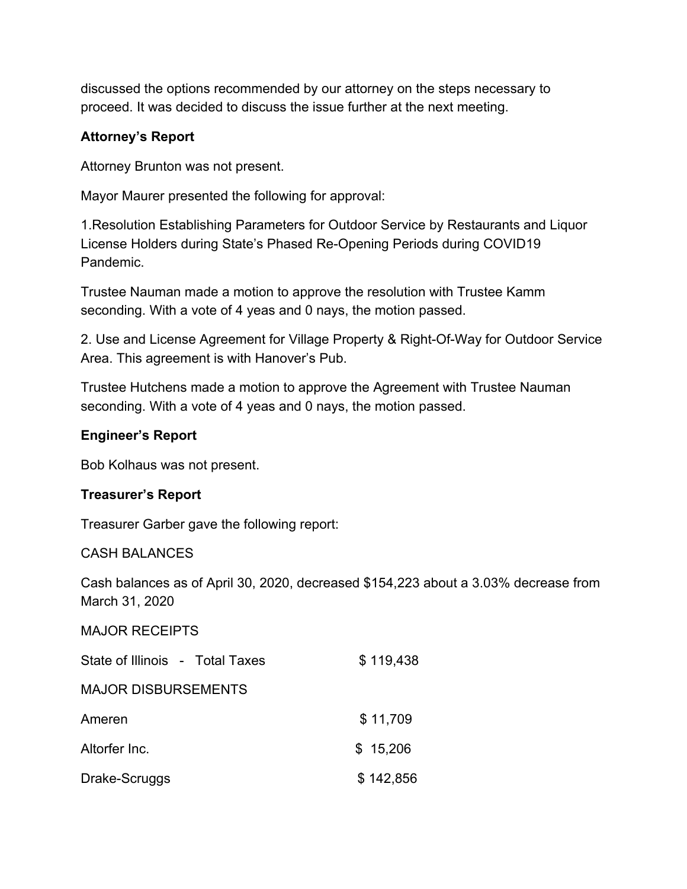discussed the options recommended by our attorney on the steps necessary to proceed. It was decided to discuss the issue further at the next meeting.

**Attorney's Report**

Attorney Brunton was not present.

Mayor Maurer presented the following for approval:

1.Resolution Establishing Parameters for Outdoor Service by Restaurants and Liquor License Holders during State's Phased Re-Opening Periods during COVID19 Pandemic.

Trustee Nauman made a motion to approve the resolution with Trustee Kamm seconding. With a vote of 4 yeas and 0 nays, the motion passed.

2. Use and License Agreement for Village Property & Right-Of-Way for Outdoor Service Area. This agreement is with Hanover's Pub.

Trustee Hutchens made a motion to approve the Agreement with Trustee Nauman seconding. With a vote of 4 yeas and 0 nays, the motion passed.

**Engineer's Report**

Bob Kolhaus was not present.

**Treasurer's Report**

Treasurer Garber gave the following report:

CASH BALANCES

Cash balances as of April 30, 2020, decreased $154,223 about a 3.03% decrease from March 31, 2020

MAJOR RECEIPTS

| | |
|---|---|
| State of Illinois - Total Taxes | $ 119,438 |

MAJOR DISBURSEMENTS

| | |
|---|---|
| Ameren | $ 11,709 |
| Altorfer Inc. | $ 15,206 |
| Drake-Scruggs | $ 142,856 |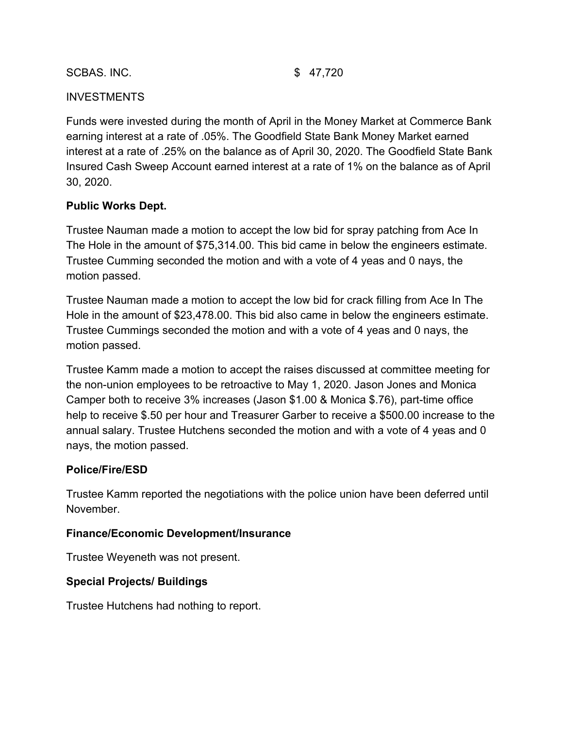SCBAS. INC. $ 47,720

INVESTMENTS

Funds were invested during the month of April in the Money Market at Commerce Bank earning interest at a rate of .05%. The Goodfield State Bank Money Market earned interest at a rate of .25% on the balance as of April 30, 2020. The Goodfield State Bank Insured Cash Sweep Account earned interest at a rate of 1% on the balance as of April 30, 2020.

**Public Works Dept.**

Trustee Nauman made a motion to accept the low bid for spray patching from Ace In The Hole in the amount of $75,314.00. This bid came in below the engineers estimate. Trustee Cumming seconded the motion and with a vote of 4 yeas and 0 nays, the motion passed.

Trustee Nauman made a motion to accept the low bid for crack filling from Ace In The Hole in the amount of $23,478.00. This bid also came in below the engineers estimate. Trustee Cummings seconded the motion and with a vote of 4 yeas and 0 nays, the motion passed.

Trustee Kamm made a motion to accept the raises discussed at committee meeting for the non-union employees to be retroactive to May 1, 2020. Jason Jones and Monica Camper both to receive 3% increases (Jason $1.00 & Monica $.76), part-time office help to receive $.50 per hour and Treasurer Garber to receive a $500.00 increase to the annual salary. Trustee Hutchens seconded the motion and with a vote of 4 yeas and 0 nays, the motion passed.

**Police/Fire/ESD**

Trustee Kamm reported the negotiations with the police union have been deferred until November.

**Finance/Economic Development/Insurance**

Trustee Weyeneth was not present.

**Special Projects/ Buildings**

Trustee Hutchens had nothing to report.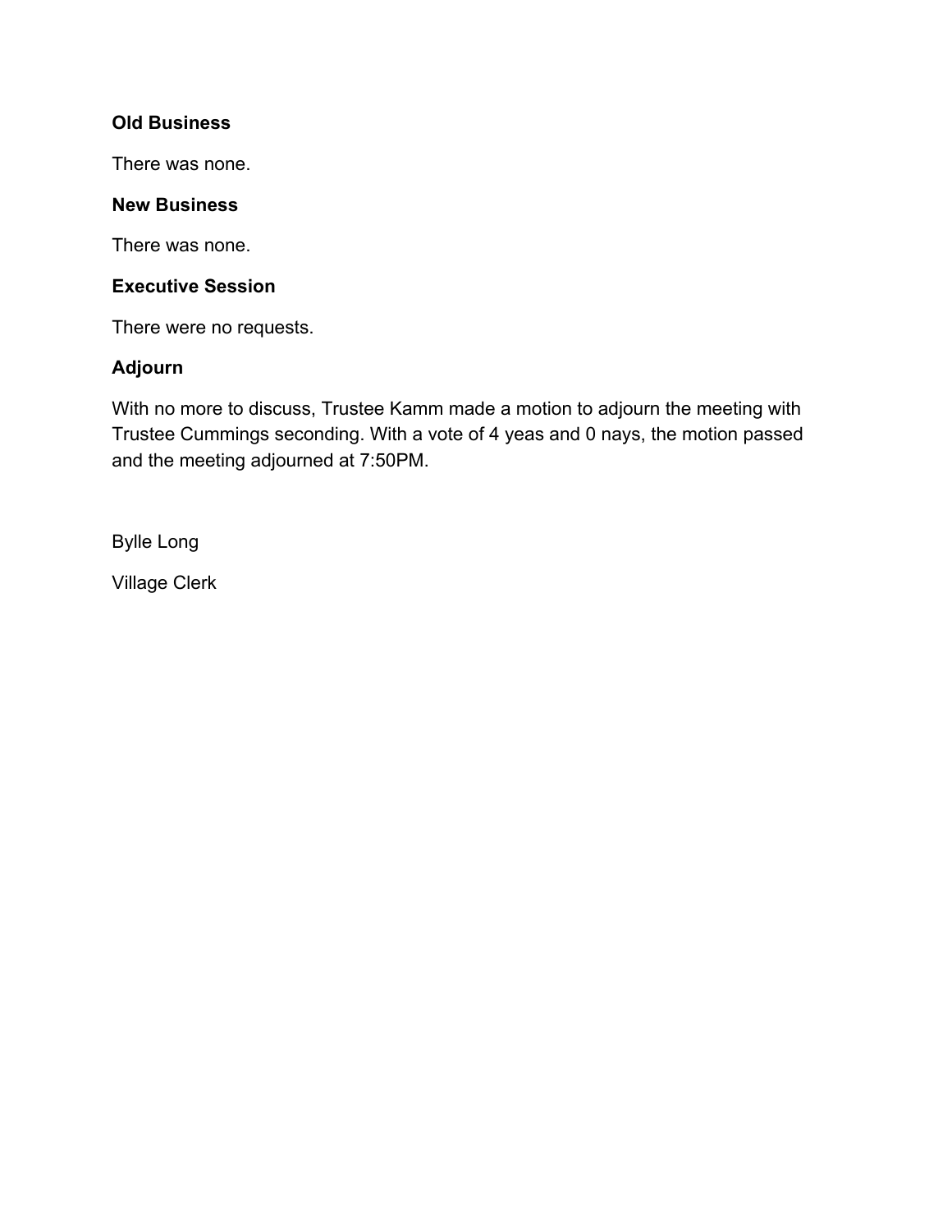**Old Business**

There was none.

**New Business**

There was none.

**Executive Session**

There were no requests.

**Adjourn**

With no more to discuss, Trustee Kamm made a motion to adjourn the meeting with Trustee Cummings seconding. With a vote of 4 yeas and 0 nays, the motion passed and the meeting adjourned at 7:50PM.

Bylle Long

Village Clerk